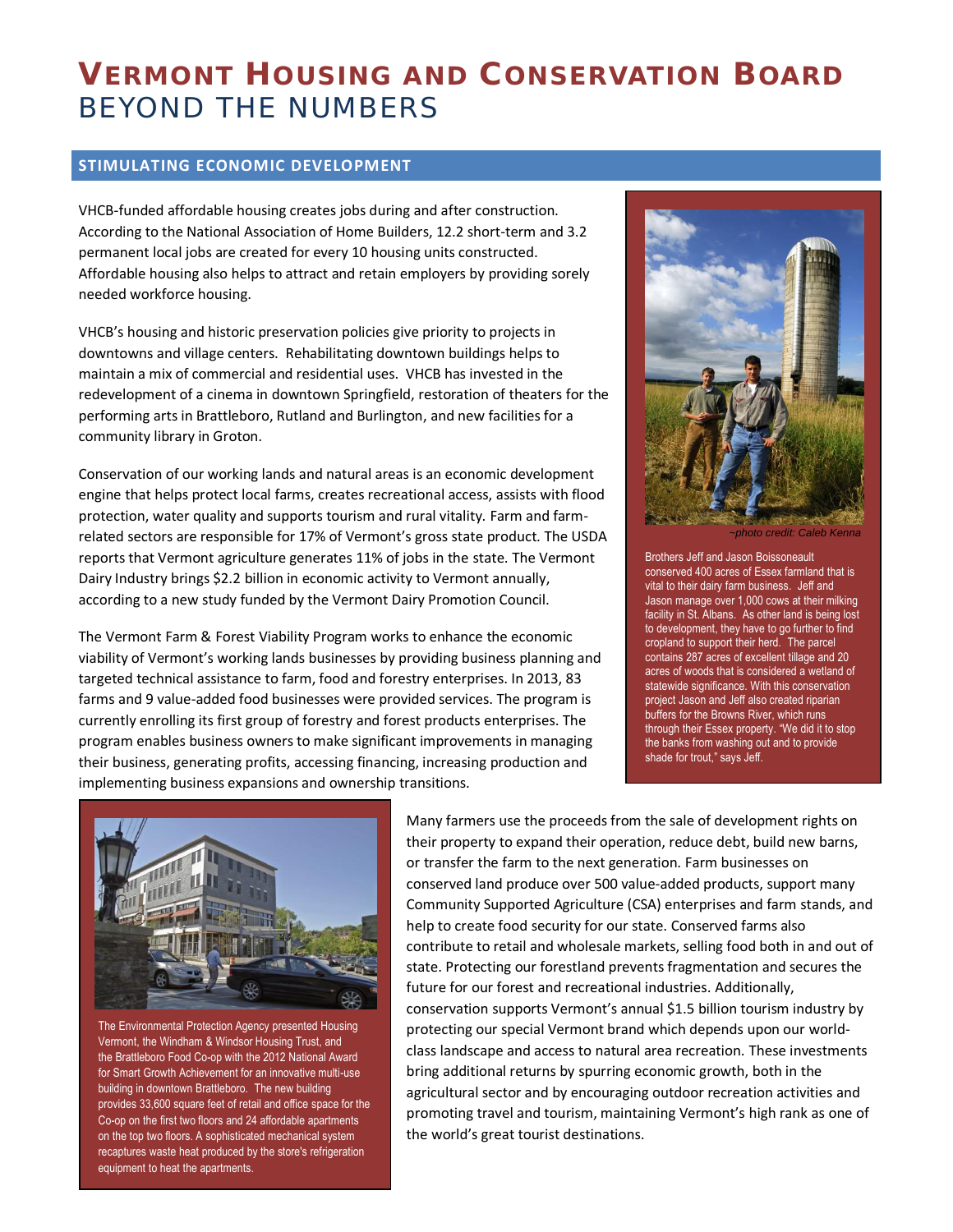# Vermont Housing and Conservation Board

## BEYOND THE NUMBERS

### STIMULATING ECONOMIC DEVELOPMENT

VHCB-funded affordable housing creates jobs during and after construction. According to the National Association of Home Builders, 12.2 short-term and 3.2 permanent local jobs are created for every 10 housing units constructed. Affordable housing also helps to attract and retain employers by providing sorely needed workforce housing.

VHCB's housing and historic preservation policies give priority to projects in downtowns and village centers. Rehabilitating downtown buildings helps to maintain a mix of commercial and residential uses. VHCB has invested in the redevelopment of a cinema in downtown Springfield, restoration of theaters for the performing arts in Brattleboro, Rutland and Burlington, and new facilities for a community library in Groton.

Conservation of our working lands and natural areas is an economic development engine that helps protect local farms, creates recreational access, assists with flood protection, water quality and supports tourism and rural vitality. Farm and farm-related sectors are responsible for 17% of Vermont's gross state product. The USDA reports that Vermont agriculture generates 11% of jobs in the state. The Vermont Dairy Industry brings $2.2 billion in economic activity to Vermont annually, according to a new study funded by the Vermont Dairy Promotion Council.

The Vermont Farm & Forest Viability Program works to enhance the economic viability of Vermont's working lands businesses by providing business planning and targeted technical assistance to farm, food and forestry enterprises. In 2013, 83 farms and 9 value-added food businesses were provided services. The program is currently enrolling its first group of forestry and forest products enterprises. The program enables business owners to make significant improvements in managing their business, generating profits, accessing financing, increasing production and implementing business expansions and ownership transitions.

*~photo credit: Caleb Kenna*

Brothers Jeff and Jason Boissoneault conserved 400 acres of Essex farmland that is vital to their dairy farm business. Jeff and Jason manage over 1,000 cows at their milking facility in St. Albans. As other land is being lost to development, they have to go further to find cropland to support their herd. The parcel contains 287 acres of excellent tillage and 20 acres of woods that is considered a wetland of statewide significance. With this conservation project Jason and Jeff also created riparian buffers for the Browns River, which runs through their Essex property. "We did it to stop the banks from washing out and to provide shade for trout," says Jeff.

The Environmental Protection Agency presented Housing Vermont, the Windham & Windsor Housing Trust, and the Brattleboro Food Co-op with the 2012 National Award for Smart Growth Achievement for an innovative multi-use building in downtown Brattleboro. The new building provides 33,600 square feet of retail and office space for the Co-op on the first two floors and 24 affordable apartments on the top two floors. A sophisticated mechanical system recaptures waste heat produced by the store's refrigeration equipment to heat the apartments.

Many farmers use the proceeds from the sale of development rights on their property to expand their operation, reduce debt, build new barns, or transfer the farm to the next generation. Farm businesses on conserved land produce over 500 value-added products, support many Community Supported Agriculture (CSA) enterprises and farm stands, and help to create food security for our state. Conserved farms also contribute to retail and wholesale markets, selling food both in and out of state. Protecting our forestland prevents fragmentation and secures the future for our forest and recreational industries. Additionally, conservation supports Vermont's annual $1.5 billion tourism industry by protecting our special Vermont brand which depends upon our world-class landscape and access to natural area recreation. These investments bring additional returns by spurring economic growth, both in the agricultural sector and by encouraging outdoor recreation activities and promoting travel and tourism, maintaining Vermont's high rank as one of the world's great tourist destinations.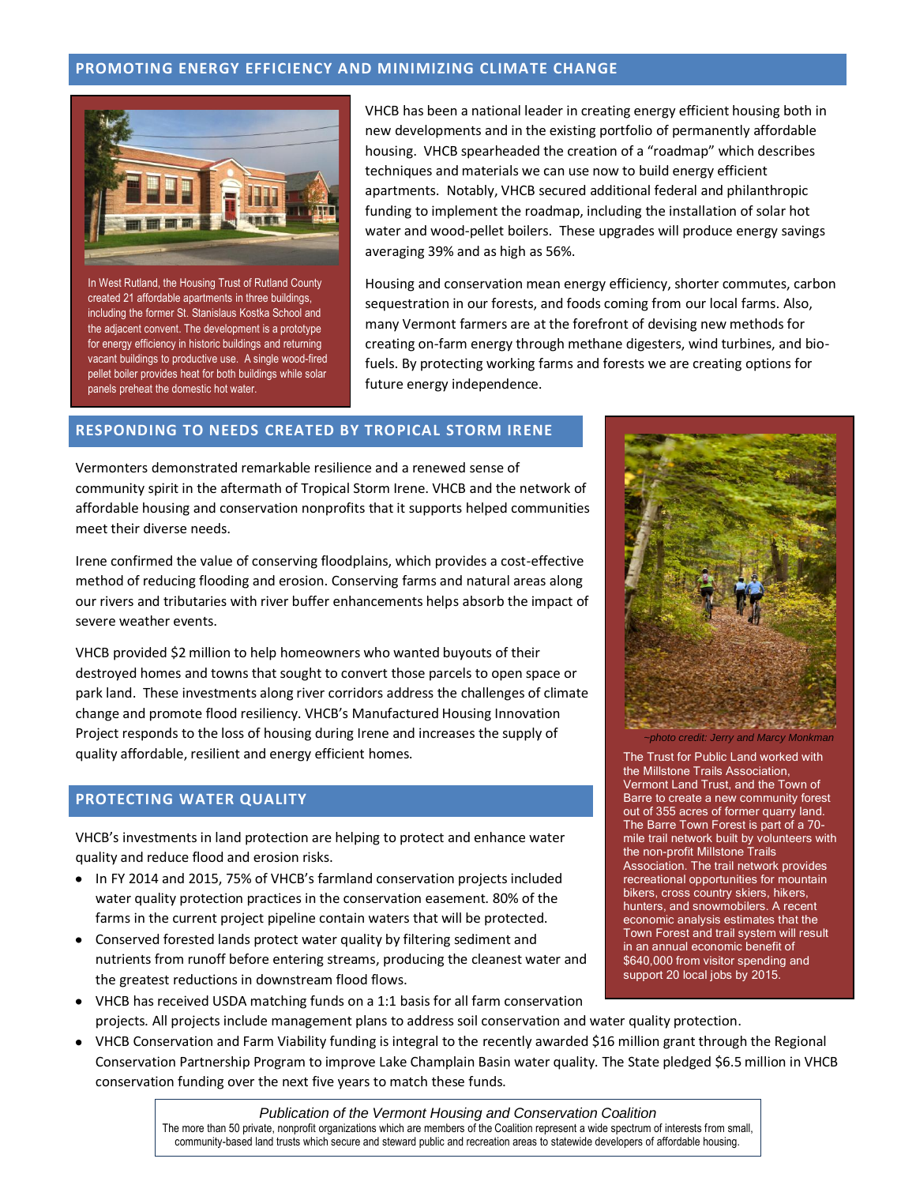## PROMOTING ENERGY EFFICIENCY AND MINIMIZING CLIMATE CHANGE

In West Rutland, the Housing Trust of Rutland County created 21 affordable apartments in three buildings, including the former St. Stanislaus Kostka School and the adjacent convent. The development is a prototype for energy efficiency in historic buildings and returning vacant buildings to productive use. A single wood-fired pellet boiler provides heat for both buildings while solar panels preheat the domestic hot water.

VHCB has been a national leader in creating energy efficient housing both in new developments and in the existing portfolio of permanently affordable housing. VHCB spearheaded the creation of a "roadmap" which describes techniques and materials we can use now to build energy efficient apartments. Notably, VHCB secured additional federal and philanthropic funding to implement the roadmap, including the installation of solar hot water and wood-pellet boilers. These upgrades will produce energy savings averaging 39% and as high as 56%.

Housing and conservation mean energy efficiency, shorter commutes, carbon sequestration in our forests, and foods coming from our local farms. Also, many Vermont farmers are at the forefront of devising new methods for creating on-farm energy through methane digesters, wind turbines, and bio-fuels. By protecting working farms and forests we are creating options for future energy independence.

## RESPONDING TO NEEDS CREATED BY TROPICAL STORM IRENE

Vermonters demonstrated remarkable resilience and a renewed sense of community spirit in the aftermath of Tropical Storm Irene. VHCB and the network of affordable housing and conservation nonprofits that it supports helped communities meet their diverse needs.

Irene confirmed the value of conserving floodplains, which provides a cost-effective method of reducing flooding and erosion. Conserving farms and natural areas along our rivers and tributaries with river buffer enhancements helps absorb the impact of severe weather events.

VHCB provided $2 million to help homeowners who wanted buyouts of their destroyed homes and towns that sought to convert those parcels to open space or park land. These investments along river corridors address the challenges of climate change and promote flood resiliency. VHCB's Manufactured Housing Innovation Project responds to the loss of housing during Irene and increases the supply of quality affordable, resilient and energy efficient homes.

*~photo credit: Jerry and Marcy Monkman*

The Trust for Public Land worked with the Millstone Trails Association, Vermont Land Trust, and the Town of Barre to create a new community forest out of 355 acres of former quarry land. The Barre Town Forest is part of a 70-mile trail network built by volunteers with the non-profit Millstone Trails Association. The trail network provides recreational opportunities for mountain bikers, cross country skiers, hikers, hunters, and snowmobilers. A recent economic analysis estimates that the Town Forest and trail system will result in an annual economic benefit of $640,000 from visitor spending and support 20 local jobs by 2015.

## PROTECTING WATER QUALITY

VHCB's investments in land protection are helping to protect and enhance water quality and reduce flood and erosion risks.

- In FY 2014 and 2015, 75% of VHCB's farmland conservation projects included water quality protection practices in the conservation easement. 80% of the farms in the current project pipeline contain waters that will be protected.
- Conserved forested lands protect water quality by filtering sediment and nutrients from runoff before entering streams, producing the cleanest water and the greatest reductions in downstream flood flows.
- VHCB has received USDA matching funds on a 1:1 basis for all farm conservation projects. All projects include management plans to address soil conservation and water quality protection.
- VHCB Conservation and Farm Viability funding is integral to the recently awarded $16 million grant through the Regional Conservation Partnership Program to improve Lake Champlain Basin water quality. The State pledged $6.5 million in VHCB conservation funding over the next five years to match these funds.

*Publication of the Vermont Housing and Conservation Coalition*

The more than 50 private, nonprofit organizations which are members of the Coalition represent a wide spectrum of interests from small, community-based land trusts which secure and steward public and recreation areas to statewide developers of affordable housing.